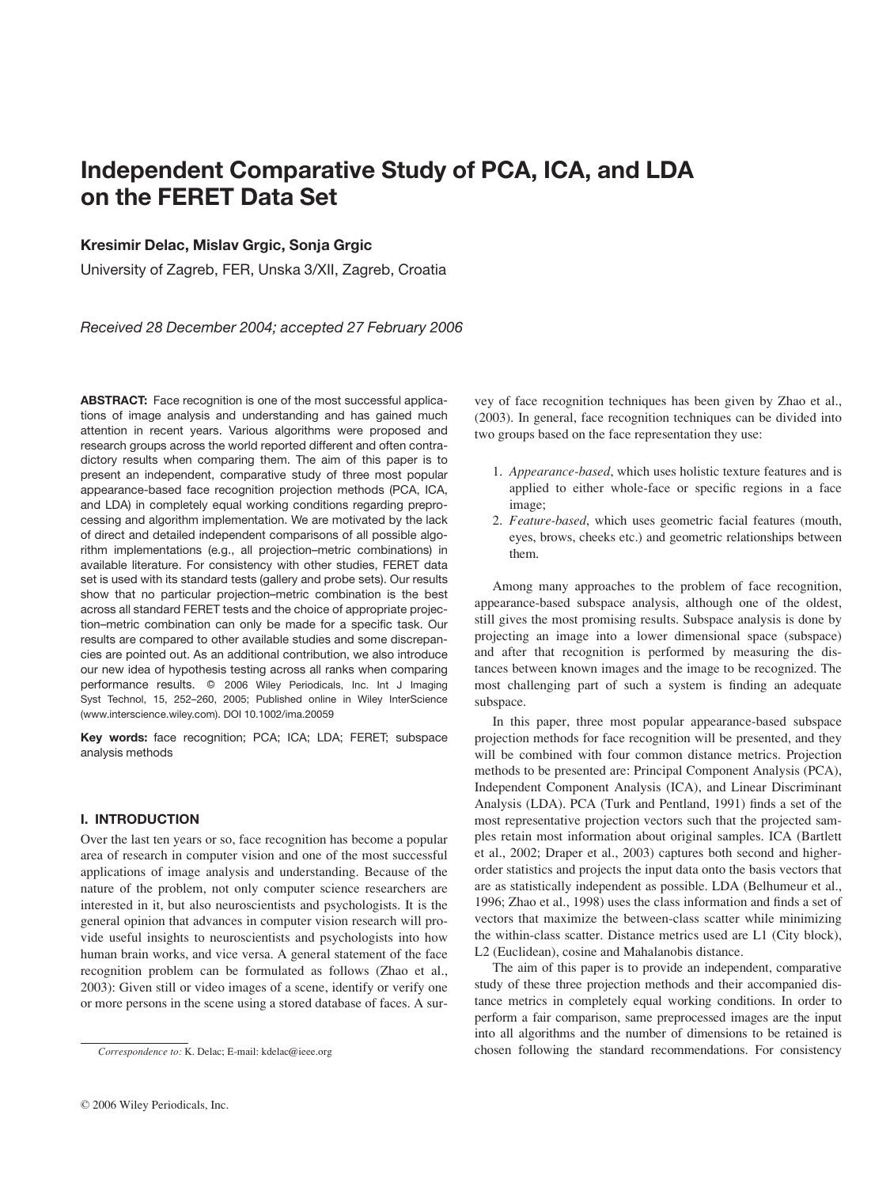# Independent Comparative Study of PCA, ICA, and LDA on the FERET Data Set

**Kresimir Delac, Mislav Grgic, Sonja Grgic**

University of Zagreb, FER, Unska 3/XII, Zagreb, Croatia

*Received 28 December 2004; accepted 27 February 2006*

**ABSTRACT:** Face recognition is one of the most successful applications of image analysis and understanding and has gained much attention in recent years. Various algorithms were proposed and research groups across the world reported different and often contradictory results when comparing them. The aim of this paper is to present an independent, comparative study of three most popular appearance-based face recognition projection methods (PCA, ICA, and LDA) in completely equal working conditions regarding preprocessing and algorithm implementation. We are motivated by the lack of direct and detailed independent comparisons of all possible algorithm implementations (e.g., all projection–metric combinations) in available literature. For consistency with other studies, FERET data set is used with its standard tests (gallery and probe sets). Our results show that no particular projection–metric combination is the best across all standard FERET tests and the choice of appropriate projection–metric combination can only be made for a specific task. Our results are compared to other available studies and some discrepancies are pointed out. As an additional contribution, we also introduce our new idea of hypothesis testing across all ranks when comparing performance results. © 2006 Wiley Periodicals, Inc. Int J Imaging Syst Technol, 15, 252–260, 2005; Published online in Wiley InterScience (www.interscience.wiley.com). DOI 10.1002/ima.20059

**Key words:** face recognition; PCA; ICA; LDA; FERET; subspace analysis methods

## I. INTRODUCTION

Over the last ten years or so, face recognition has become a popular area of research in computer vision and one of the most successful applications of image analysis and understanding. Because of the nature of the problem, not only computer science researchers are interested in it, but also neuroscientists and psychologists. It is the general opinion that advances in computer vision research will provide useful insights to neuroscientists and psychologists into how human brain works, and vice versa. A general statement of the face recognition problem can be formulated as follows (Zhao et al., 2003): Given still or video images of a scene, identify or verify one or more persons in the scene using a stored database of faces. A survey of face recognition techniques has been given by Zhao et al., (2003). In general, face recognition techniques can be divided into two groups based on the face representation they use:

1. *Appearance-based*, which uses holistic texture features and is applied to either whole-face or specific regions in a face image;
2. *Feature-based*, which uses geometric facial features (mouth, eyes, brows, cheeks etc.) and geometric relationships between them.

Among many approaches to the problem of face recognition, appearance-based subspace analysis, although one of the oldest, still gives the most promising results. Subspace analysis is done by projecting an image into a lower dimensional space (subspace) and after that recognition is performed by measuring the distances between known images and the image to be recognized. The most challenging part of such a system is finding an adequate subspace.

In this paper, three most popular appearance-based subspace projection methods for face recognition will be presented, and they will be combined with four common distance metrics. Projection methods to be presented are: Principal Component Analysis (PCA), Independent Component Analysis (ICA), and Linear Discriminant Analysis (LDA). PCA (Turk and Pentland, 1991) finds a set of the most representative projection vectors such that the projected samples retain most information about original samples. ICA (Bartlett et al., 2002; Draper et al., 2003) captures both second and higher-order statistics and projects the input data onto the basis vectors that are as statistically independent as possible. LDA (Belhumeur et al., 1996; Zhao et al., 1998) uses the class information and finds a set of vectors that maximize the between-class scatter while minimizing the within-class scatter. Distance metrics used are L1 (City block), L2 (Euclidean), cosine and Mahalanobis distance.

The aim of this paper is to provide an independent, comparative study of these three projection methods and their accompanied distance metrics in completely equal working conditions. In order to perform a fair comparison, same preprocessed images are the input into all algorithms and the number of dimensions to be retained is chosen following the standard recommendations. For consistency

*Correspondence to:* K. Delac; E-mail: kdelac@ieee.org

© 2006 Wiley Periodicals, Inc.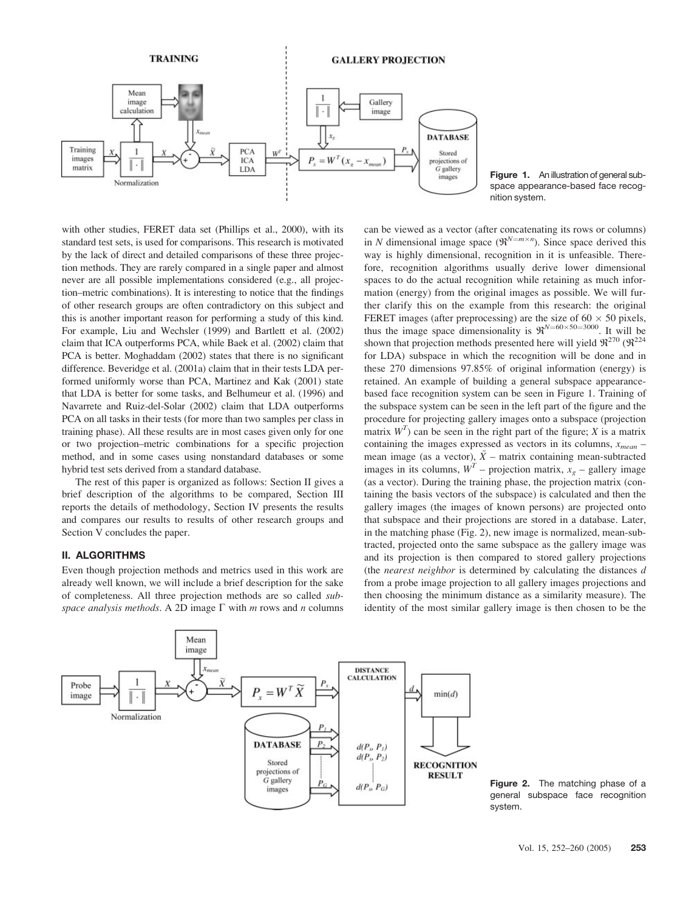Figure 1. An illustration of general subspace appearance-based face recognition system.

with other studies, FERET data set (Phillips et al., 2000), with its standard test sets, is used for comparisons. This research is motivated by the lack of direct and detailed comparisons of these three projection methods. They are rarely compared in a single paper and almost never are all possible implementations considered (e.g., all projection–metric combinations). It is interesting to notice that the findings of other research groups are often contradictory on this subject and this is another important reason for performing a study of this kind. For example, Liu and Wechsler (1999) and Bartlett et al. (2002) claim that ICA outperforms PCA, while Baek et al. (2002) claim that PCA is better. Moghaddam (2002) states that there is no significant difference. Beveridge et al. (2001a) claim that in their tests LDA performed uniformly worse than PCA, Martinez and Kak (2001) state that LDA is better for some tasks, and Belhumeur et al. (1996) and Navarrete and Ruiz-del-Solar (2002) claim that LDA outperforms PCA on all tasks in their tests (for more than two samples per class in training phase). All these results are in most cases given only for one or two projection–metric combinations for a specific projection method, and in some cases using nonstandard databases or some hybrid test sets derived from a standard database.

The rest of this paper is organized as follows: Section II gives a brief description of the algorithms to be compared, Section III reports the details of methodology, Section IV presents the results and compares our results to results of other research groups and Section V concludes the paper.

## II. ALGORITHMS

Even though projection methods and metrics used in this work are already well known, we will include a brief description for the sake of completeness. All three projection methods are so called *subspace analysis methods*. A 2D image $\Gamma$ with $m$ rows and $n$ columns can be viewed as a vector (after concatenating its rows or columns) in $N$ dimensional image space ($\Re^{N=m \times n}$). Since space derived this way is highly dimensional, recognition in it is unfeasible. Therefore, recognition algorithms usually derive lower dimensional spaces to do the actual recognition while retaining as much information (energy) from the original images as possible. We will further clarify this on the example from this research: the original FERET images (after preprocessing) are the size of $60 \times 50$ pixels, thus the image space dimensionality is $\Re^{N=60 \times 50=3000}$. It will be shown that projection methods presented here will yield $\Re^{270}$ ($\Re^{224}$ for LDA) subspace in which the recognition will be done and in these 270 dimensions 97.85% of original information (energy) is retained. An example of building a general subspace appearance-based face recognition system can be seen in Figure 1. Training of the subspace system can be seen in the left part of the figure and the procedure for projecting gallery images onto a subspace (projection matrix $W^T$) can be seen in the right part of the figure; $X$ is a matrix containing the images expressed as vectors in its columns, $x_{mean}$ – mean image (as a vector), $\tilde{X}$ – matrix containing mean-subtracted images in its columns, $W^T$ – projection matrix, $x_g$ – gallery image (as a vector). During the training phase, the projection matrix (containing the basis vectors of the subspace) is calculated and then the gallery images (the images of known persons) are projected onto that subspace and their projections are stored in a database. Later, in the matching phase (Fig. 2), new image is normalized, mean-subtracted, projected onto the same subspace as the gallery image was and its projection is then compared to stored gallery projections (the *nearest neighbor* is determined by calculating the distances $d$ from a probe image projection to all gallery images projections and then choosing the minimum distance as a similarity measure). The identity of the most similar gallery image is then chosen to be the

Figure 2. The matching phase of a general subspace face recognition system.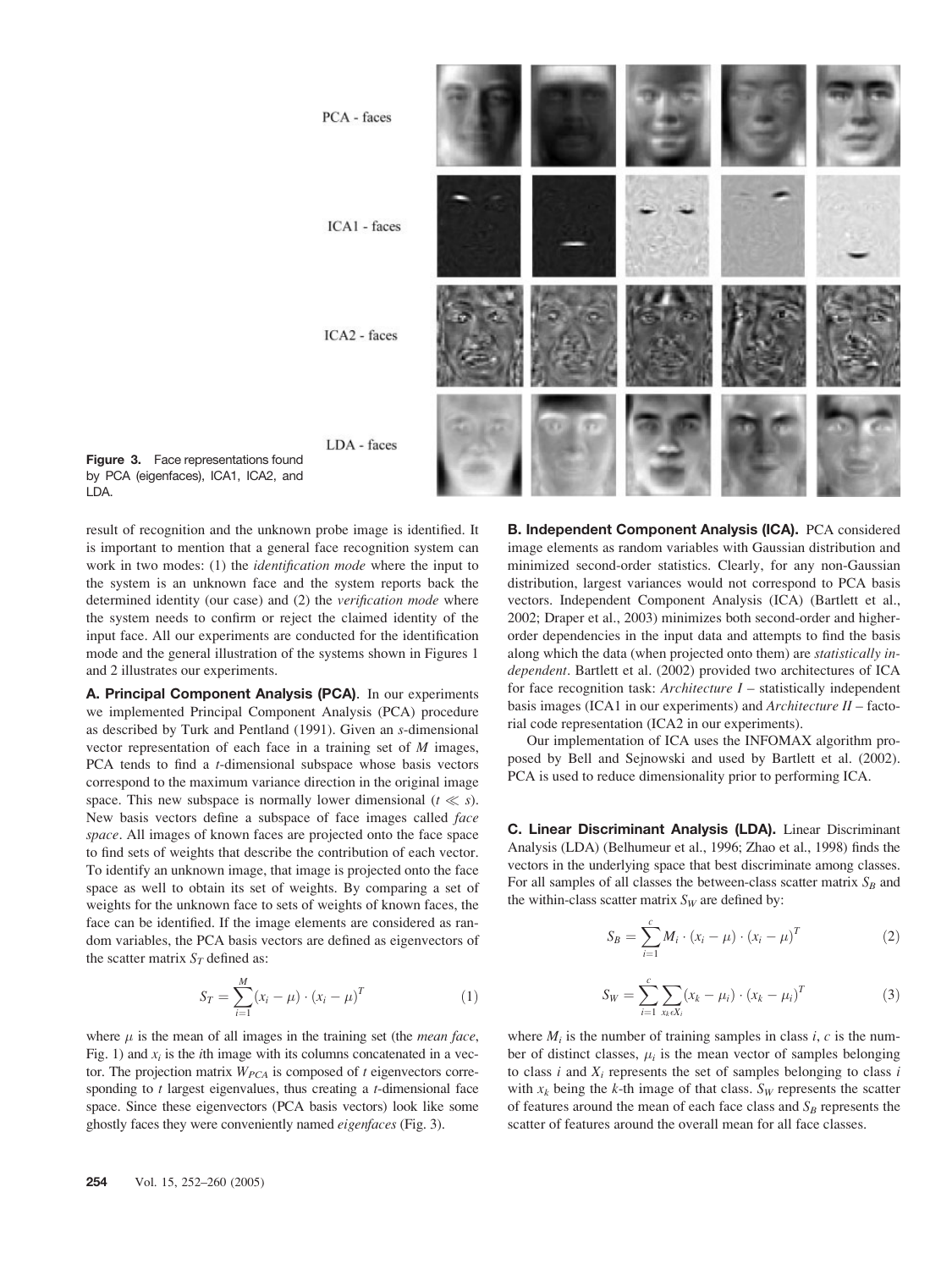PCA - faces

ICA1 - faces

ICA2 - faces

LDA - faces

**Figure 3.** Face representations found by PCA (eigenfaces), ICA1, ICA2, and LDA.

result of recognition and the unknown probe image is identified. It is important to mention that a general face recognition system can work in two modes: (1) the *identification mode* where the input to the system is an unknown face and the system reports back the determined identity (our case) and (2) the *verification mode* where the system needs to confirm or reject the claimed identity of the input face. All our experiments are conducted for the identification mode and the general illustration of the systems shown in Figures 1 and 2 illustrates our experiments.

**A. Principal Component Analysis (PCA)**. In our experiments we implemented Principal Component Analysis (PCA) procedure as described by Turk and Pentland (1991). Given an *s*-dimensional vector representation of each face in a training set of *M* images, PCA tends to find a *t*-dimensional subspace whose basis vectors correspond to the maximum variance direction in the original image space. This new subspace is normally lower dimensional ($t \ll s$). New basis vectors define a subspace of face images called *face space*. All images of known faces are projected onto the face space to find sets of weights that describe the contribution of each vector. To identify an unknown image, that image is projected onto the face space as well to obtain its set of weights. By comparing a set of weights for the unknown face to sets of weights of known faces, the face can be identified. If the image elements are considered as random variables, the PCA basis vectors are defined as eigenvectors of the scatter matrix $S_T$ defined as:

$$S_T = \sum_{i=1}^{M} (x_i - \mu) \cdot (x_i - \mu)^T \tag{1}$$

where $\mu$ is the mean of all images in the training set (the *mean face*, Fig. 1) and $x_i$ is the *i*th image with its columns concatenated in a vector. The projection matrix $W_{PCA}$ is composed of *t* eigenvectors corresponding to *t* largest eigenvalues, thus creating a *t*-dimensional face space. Since these eigenvectors (PCA basis vectors) look like some ghostly faces they were conveniently named *eigenfaces* (Fig. 3).

**B. Independent Component Analysis (ICA).** PCA considered image elements as random variables with Gaussian distribution and minimized second-order statistics. Clearly, for any non-Gaussian distribution, largest variances would not correspond to PCA basis vectors. Independent Component Analysis (ICA) (Bartlett et al., 2002; Draper et al., 2003) minimizes both second-order and higher-order dependencies in the input data and attempts to find the basis along which the data (when projected onto them) are *statistically independent*. Bartlett et al. (2002) provided two architectures of ICA for face recognition task: *Architecture I* – statistically independent basis images (ICA1 in our experiments) and *Architecture II* – factorial code representation (ICA2 in our experiments).

Our implementation of ICA uses the INFOMAX algorithm proposed by Bell and Sejnowski and used by Bartlett et al. (2002). PCA is used to reduce dimensionality prior to performing ICA.

**C. Linear Discriminant Analysis (LDA).** Linear Discriminant Analysis (LDA) (Belhumeur et al., 1996; Zhao et al., 1998) finds the vectors in the underlying space that best discriminate among classes. For all samples of all classes the between-class scatter matrix $S_B$ and the within-class scatter matrix $S_W$ are defined by:

$$S_B = \sum_{i=1}^{c} M_i \cdot (x_i - \mu) \cdot (x_i - \mu)^T \tag{2}$$

$$S_W = \sum_{i=1}^{c} \sum_{x_k \epsilon X_i} (x_k - \mu_i) \cdot (x_k - \mu_i)^T \tag{3}$$

where $M_i$ is the number of training samples in class *i*, *c* is the number of distinct classes, $\mu_i$ is the mean vector of samples belonging to class *i* and $X_i$ represents the set of samples belonging to class *i* with $x_k$ being the *k*-th image of that class. $S_W$ represents the scatter of features around the mean of each face class and $S_B$ represents the scatter of features around the overall mean for all face classes.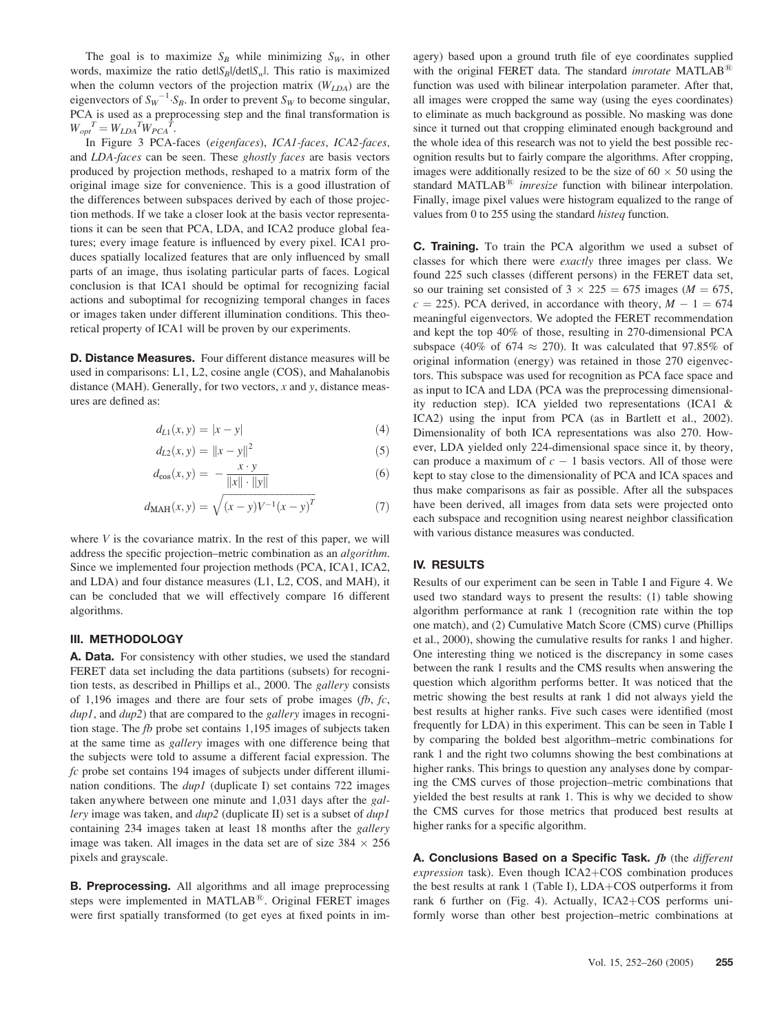The goal is to maximize $S_B$ while minimizing $S_W$, in other words, maximize the ratio $\det|S_B|/\det|S_w|$. This ratio is maximized when the column vectors of the projection matrix ($W_{LDA}$) are the eigenvectors of $S_W^{-1} \cdot S_B$. In order to prevent $S_W$ to become singular, PCA is used as a preprocessing step and the final transformation is $W_{opt}^T = W_{LDA}^T W_{PCA}^T$.

In Figure 3 PCA-faces (*eigenfaces*), *ICA1-faces*, *ICA2-faces,* and *LDA-faces* can be seen. These *ghostly faces* are basis vectors produced by projection methods, reshaped to a matrix form of the original image size for convenience. This is a good illustration of the differences between subspaces derived by each of those projection methods. If we take a closer look at the basis vector representations it can be seen that PCA, LDA, and ICA2 produce global features; every image feature is influenced by every pixel. ICA1 produces spatially localized features that are only influenced by small parts of an image, thus isolating particular parts of faces. Logical conclusion is that ICA1 should be optimal for recognizing facial actions and suboptimal for recognizing temporal changes in faces or images taken under different illumination conditions. This theoretical property of ICA1 will be proven by our experiments.

**D. Distance Measures.** Four different distance measures will be used in comparisons: L1, L2, cosine angle (COS), and Mahalanobis distance (MAH). Generally, for two vectors, $x$ and $y$, distance measures are defined as:

$$d_{L1}(x, y) = |x - y| \tag{4}$$

$$d_{L2}(x, y) = \|x - y\|^2 \tag{5}$$

$$d_{\cos}(x, y) = -\frac{x \cdot y}{\|x\| \cdot \|y\|} \tag{6}$$

$$d_{\mathrm{MAH}}(x, y) = \sqrt{(x - y)V^{-1}(x - y)^T} \tag{7}$$

where $V$ is the covariance matrix. In the rest of this paper, we will address the specific projection–metric combination as an *algorithm*. Since we implemented four projection methods (PCA, ICA1, ICA2, and LDA) and four distance measures (L1, L2, COS, and MAH), it can be concluded that we will effectively compare 16 different algorithms.

## III. METHODOLOGY

**A. Data.** For consistency with other studies, we used the standard FERET data set including the data partitions (subsets) for recognition tests, as described in Phillips et al., 2000. The *gallery* consists of 1,196 images and there are four sets of probe images (*fb*, *fc*, *dup1*, and *dup2*) that are compared to the *gallery* images in recognition stage. The *fb* probe set contains 1,195 images of subjects taken at the same time as *gallery* images with one difference being that the subjects were told to assume a different facial expression. The *fc* probe set contains 194 images of subjects under different illumination conditions. The *dup1* (duplicate I) set contains 722 images taken anywhere between one minute and 1,031 days after the *gallery* image was taken, and *dup2* (duplicate II) set is a subset of *dup1* containing 234 images taken at least 18 months after the *gallery* image was taken. All images in the data set are of size $384 \times 256$ pixels and grayscale.

**B. Preprocessing.** All algorithms and all image preprocessing steps were implemented in MATLAB®. Original FERET images were first spatially transformed (to get eyes at fixed points in imagery) based upon a ground truth file of eye coordinates supplied with the original FERET data. The standard *imrotate* MATLAB® function was used with bilinear interpolation parameter. After that, all images were cropped the same way (using the eyes coordinates) to eliminate as much background as possible. No masking was done since it turned out that cropping eliminated enough background and the whole idea of this research was not to yield the best possible recognition results but to fairly compare the algorithms. After cropping, images were additionally resized to be the size of $60 \times 50$ using the standard MATLAB® *imresize* function with bilinear interpolation. Finally, image pixel values were histogram equalized to the range of values from 0 to 255 using the standard *histeq* function.

**C. Training.** To train the PCA algorithm we used a subset of classes for which there were *exactly* three images per class. We found 225 such classes (different persons) in the FERET data set, so our training set consisted of $3 \times 225 = 675$ images ($M = 675$, $c = 225$). PCA derived, in accordance with theory, $M - 1 = 674$ meaningful eigenvectors. We adopted the FERET recommendation and kept the top 40% of those, resulting in 270-dimensional PCA subspace (40% of $674 \approx 270$). It was calculated that 97.85% of original information (energy) was retained in those 270 eigenvectors. This subspace was used for recognition as PCA face space and as input to ICA and LDA (PCA was the preprocessing dimensionality reduction step). ICA yielded two representations (ICA1 & ICA2) using the input from PCA (as in Bartlett et al., 2002). Dimensionality of both ICA representations was also 270. However, LDA yielded only 224-dimensional space since it, by theory, can produce a maximum of $c - 1$ basis vectors. All of those were kept to stay close to the dimensionality of PCA and ICA spaces and thus make comparisons as fair as possible. After all the subspaces have been derived, all images from data sets were projected onto each subspace and recognition using nearest neighbor classification with various distance measures was conducted.

## IV. RESULTS

Results of our experiment can be seen in Table I and Figure 4. We used two standard ways to present the results: (1) table showing algorithm performance at rank 1 (recognition rate within the top one match), and (2) Cumulative Match Score (CMS) curve (Phillips et al., 2000), showing the cumulative results for ranks 1 and higher. One interesting thing we noticed is the discrepancy in some cases between the rank 1 results and the CMS results when answering the question which algorithm performs better. It was noticed that the metric showing the best results at rank 1 did not always yield the best results at higher ranks. Five such cases were identified (most frequently for LDA) in this experiment. This can be seen in Table I by comparing the bolded best algorithm–metric combinations for rank 1 and the right two columns showing the best combinations at higher ranks. This brings to question any analyses done by comparing the CMS curves of those projection–metric combinations that yielded the best results at rank 1. This is why we decided to show the CMS curves for those metrics that produced best results at higher ranks for a specific algorithm.

**A. Conclusions Based on a Specific Task.** ***fb*** (the *different expression* task). Even though ICA2+COS combination produces the best results at rank 1 (Table I), LDA+COS outperforms it from rank 6 further on (Fig. 4). Actually, ICA2+COS performs uniformly worse than other best projection–metric combinations at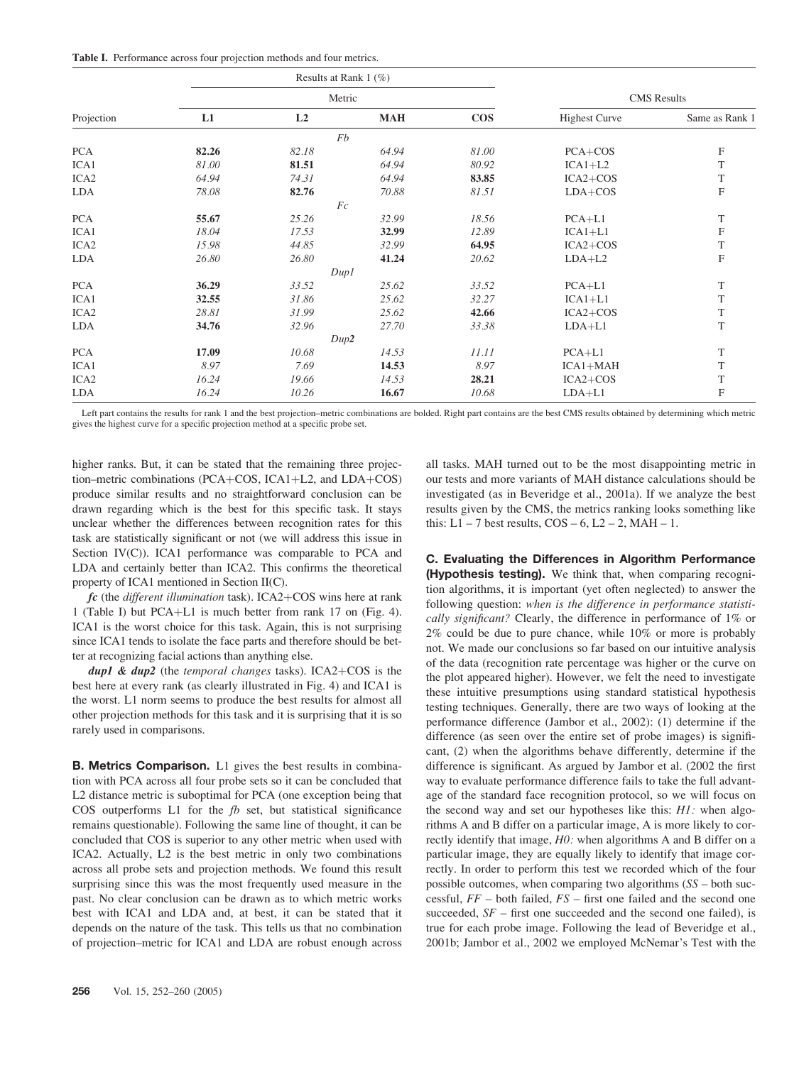**Table I.** Performance across four projection methods and four metrics.

| Projection | Results at Rank 1 (%) | | | | CMS Results | |
|---|---|---|---|---|---|---|
| | Metric | | | | | |
| | L1 | L2 | MAH | COS | Highest Curve | Same as Rank 1 |
| | | | *Fb* | | | |
| PCA | **82.26** | *82.18* | *64.94* | *81.00* | PCA+COS | F |
| ICA1 | *81.00* | **81.51** | *64.94* | *80.92* | ICA1+L2 | T |
| ICA2 | *64.94* | *74.31* | *64.94* | **83.85** | ICA2+COS | T |
| LDA | *78.08* | **82.76** | *70.88* | *81.51* | LDA+COS | F |
| | | | *Fc* | | | |
| PCA | **55.67** | *25.26* | *32.99* | *18.56* | PCA+L1 | T |
| ICA1 | *18.04* | *17.53* | **32.99** | *12.89* | ICA1+L1 | F |
| ICA2 | *15.98* | *44.85* | *32.99* | **64.95** | ICA2+COS | T |
| LDA | *26.80* | *26.80* | **41.24** | *20.62* | LDA+L2 | F |
| | | | *Dup1* | | | |
| PCA | **36.29** | *33.52* | *25.62* | *33.52* | PCA+L1 | T |
| ICA1 | **32.55** | *31.86* | *25.62* | *32.27* | ICA1+L1 | T |
| ICA2 | *28.81* | *31.99* | *25.62* | **42.66** | ICA2+COS | T |
| LDA | **34.76** | *32.96* | *27.70* | *33.38* | LDA+L1 | T |
| | | | *Dup2* | | | |
| PCA | **17.09** | *10.68* | *14.53* | *11.11* | PCA+L1 | T |
| ICA1 | *8.97* | *7.69* | **14.53** | *8.97* | ICA1+MAH | T |
| ICA2 | *16.24* | *19.66* | *14.53* | **28.21** | ICA2+COS | T |
| LDA | *16.24* | *10.26* | **16.67** | *10.68* | LDA+L1 | F |

Left part contains the results for rank 1 and the best projection–metric combinations are bolded. Right part contains are the best CMS results obtained by determining which metric gives the highest curve for a specific projection method at a specific probe set.

higher ranks. But, it can be stated that the remaining three projection–metric combinations (PCA+COS, ICA1+L2, and LDA+COS) produce similar results and no straightforward conclusion can be drawn regarding which is the best for this specific task. It stays unclear whether the differences between recognition rates for this task are statistically significant or not (we will address this issue in Section IV(C)). ICA1 performance was comparable to PCA and LDA and certainly better than ICA2. This confirms the theoretical property of ICA1 mentioned in Section II(C).

***fc*** (the *different illumination* task). ICA2+COS wins here at rank 1 (Table I) but PCA+L1 is much better from rank 17 on (Fig. 4). ICA1 is the worst choice for this task. Again, this is not surprising since ICA1 tends to isolate the face parts and therefore should be better at recognizing facial actions than anything else.

***dup1 & dup2*** (the *temporal changes* tasks). ICA2+COS is the best here at every rank (as clearly illustrated in Fig. 4) and ICA1 is the worst. L1 norm seems to produce the best results for almost all other projection methods for this task and it is surprising that it is so rarely used in comparisons.

**B. Metrics Comparison.** L1 gives the best results in combination with PCA across all four probe sets so it can be concluded that L2 distance metric is suboptimal for PCA (one exception being that COS outperforms L1 for the *fb* set, but statistical significance remains questionable). Following the same line of thought, it can be concluded that COS is superior to any other metric when used with ICA2. Actually, L2 is the best metric in only two combinations across all probe sets and projection methods. We found this result surprising since this was the most frequently used measure in the past. No clear conclusion can be drawn as to which metric works best with ICA1 and LDA and, at best, it can be stated that it depends on the nature of the task. This tells us that no combination of projection–metric for ICA1 and LDA are robust enough across all tasks. MAH turned out to be the most disappointing metric in our tests and more variants of MAH distance calculations should be investigated (as in Beveridge et al., 2001a). If we analyze the best results given by the CMS, the metrics ranking looks something like this: L1 – 7 best results, COS – 6, L2 – 2, MAH – 1.

**C. Evaluating the Differences in Algorithm Performance (Hypothesis testing).** We think that, when comparing recognition algorithms, it is important (yet often neglected) to answer the following question: *when is the difference in performance statistically significant?* Clearly, the difference in performance of 1% or 2% could be due to pure chance, while 10% or more is probably not. We made our conclusions so far based on our intuitive analysis of the data (recognition rate percentage was higher or the curve on the plot appeared higher). However, we felt the need to investigate these intuitive presumptions using standard statistical hypothesis testing techniques. Generally, there are two ways of looking at the performance difference (Jambor et al., 2002): (1) determine if the difference (as seen over the entire set of probe images) is significant, (2) when the algorithms behave differently, determine if the difference is significant. As argued by Jambor et al. (2002 the first way to evaluate performance difference fails to take the full advantage of the standard face recognition protocol, so we will focus on the second way and set our hypotheses like this: *H1:* when algorithms A and B differ on a particular image, A is more likely to correctly identify that image, *H0:* when algorithms A and B differ on a particular image, they are equally likely to identify that image correctly. In order to perform this test we recorded which of the four possible outcomes, when comparing two algorithms (*SS* – both successful, *FF* – both failed, *FS* – first one failed and the second one succeeded, *SF* – first one succeeded and the second one failed), is true for each probe image. Following the lead of Beveridge et al., 2001b; Jambor et al., 2002 we employed McNemar's Test with the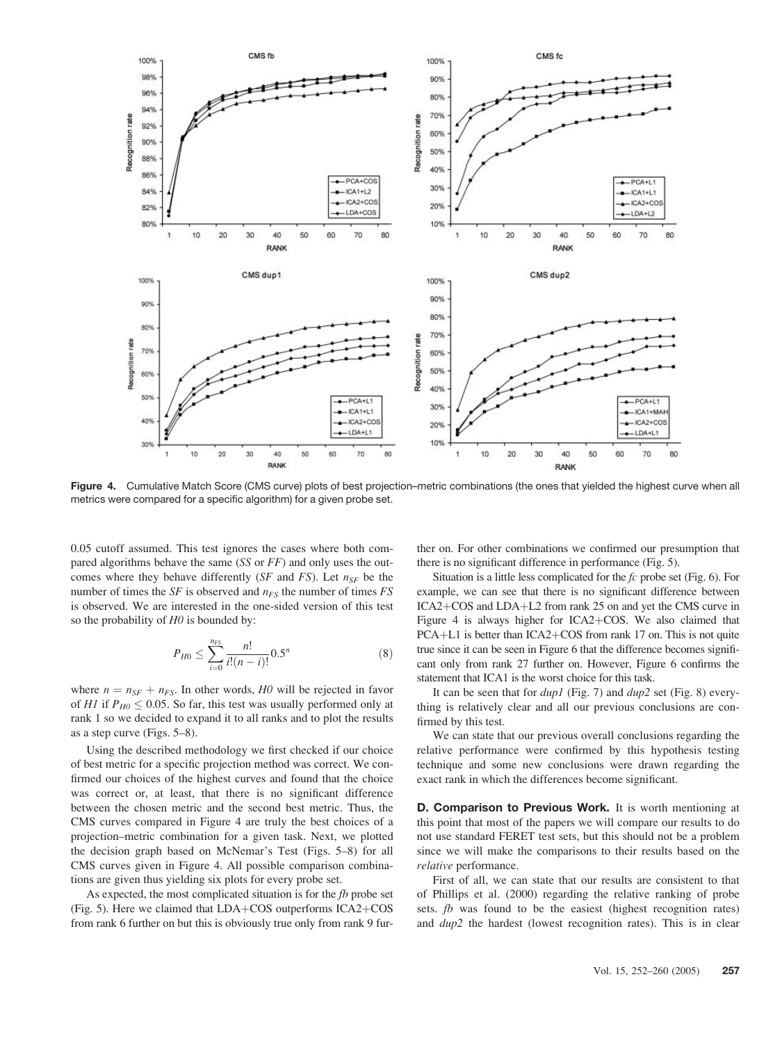**Figure 4.** Cumulative Match Score (CMS curve) plots of best projection–metric combinations (the ones that yielded the highest curve when all metrics were compared for a specific algorithm) for a given probe set.

0.05 cutoff assumed. This test ignores the cases where both compared algorithms behave the same (*SS* or *FF*) and only uses the outcomes where they behave differently (*SF* and *FS*). Let $n_{SF}$ be the number of times the *SF* is observed and $n_{FS}$ the number of times *FS* is observed. We are interested in the one-sided version of this test so the probability of *H0* is bounded by:

$$P_{H0} \leq \sum_{i=0}^{n_{FS}} \frac{n!}{i!(n-i)!} 0.5^n \tag{8}$$

where $n = n_{SF} + n_{FS}$. In other words, *H0* will be rejected in favor of *H1* if $P_{H0} \leq 0.05$. So far, this test was usually performed only at rank 1 so we decided to expand it to all ranks and to plot the results as a step curve (Figs. 5–8).

Using the described methodology we first checked if our choice of best metric for a specific projection method was correct. We confirmed our choices of the highest curves and found that the choice was correct or, at least, that there is no significant difference between the chosen metric and the second best metric. Thus, the CMS curves compared in Figure 4 are truly the best choices of a projection–metric combination for a given task. Next, we plotted the decision graph based on McNemar's Test (Figs. 5–8) for all CMS curves given in Figure 4. All possible comparison combinations are given thus yielding six plots for every probe set.

As expected, the most complicated situation is for the *fb* probe set (Fig. 5). Here we claimed that LDA+COS outperforms ICA2+COS from rank 6 further on but this is obviously true only from rank 9 further on. For other combinations we confirmed our presumption that there is no significant difference in performance (Fig. 5).

Situation is a little less complicated for the *fc* probe set (Fig. 6). For example, we can see that there is no significant difference between ICA2+COS and LDA+L2 from rank 25 on and yet the CMS curve in Figure 4 is always higher for ICA2+COS. We also claimed that PCA+L1 is better than ICA2+COS from rank 17 on. This is not quite true since it can be seen in Figure 6 that the difference becomes significant only from rank 27 further on. However, Figure 6 confirms the statement that ICA1 is the worst choice for this task.

It can be seen that for *dup1* (Fig. 7) and *dup2* set (Fig. 8) everything is relatively clear and all our previous conclusions are confirmed by this test.

We can state that our previous overall conclusions regarding the relative performance were confirmed by this hypothesis testing technique and some new conclusions were drawn regarding the exact rank in which the differences become significant.

**D. Comparison to Previous Work.** It is worth mentioning at this point that most of the papers we will compare our results to do not use standard FERET test sets, but this should not be a problem since we will make the comparisons to their results based on the *relative* performance.

First of all, we can state that our results are consistent to that of Phillips et al. (2000) regarding the relative ranking of probe sets. *fb* was found to be the easiest (highest recognition rates) and *dup2* the hardest (lowest recognition rates). This is in clear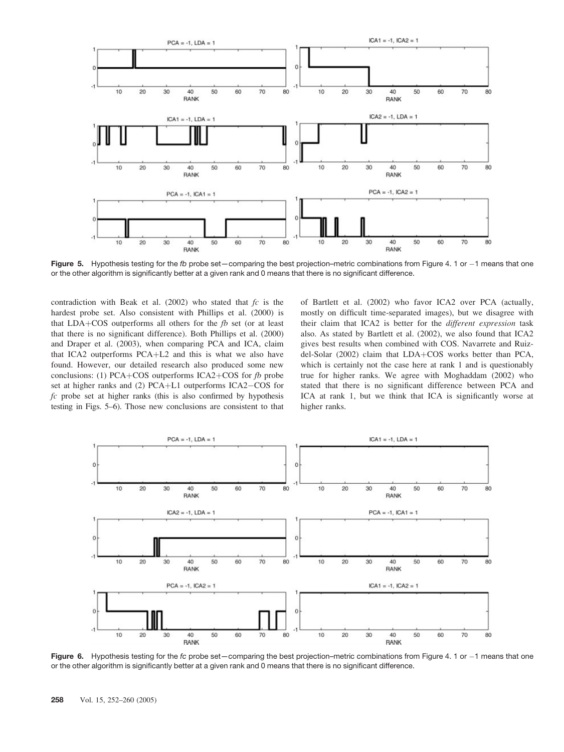Figure 5. Hypothesis testing for the *fb* probe set—comparing the best projection–metric combinations from Figure 4. 1 or −1 means that one or the other algorithm is significantly better at a given rank and 0 means that there is no significant difference.

contradiction with Beak et al. (2002) who stated that *fc* is the hardest probe set. Also consistent with Phillips et al. (2000) is that LDA+COS outperforms all others for the *fb* set (or at least that there is no significant difference). Both Phillips et al. (2000) and Draper et al. (2003), when comparing PCA and ICA, claim that ICA2 outperforms PCA+L2 and this is what we also have found. However, our detailed research also produced some new conclusions: (1) PCA+COS outperforms ICA2+COS for *fb* probe set at higher ranks and (2) PCA+L1 outperforms ICA2−COS for *fc* probe set at higher ranks (this is also confirmed by hypothesis testing in Figs. 5–6). Those new conclusions are consistent to that of Bartlett et al. (2002) who favor ICA2 over PCA (actually, mostly on difficult time-separated images), but we disagree with their claim that ICA2 is better for the *different expression* task also. As stated by Bartlett et al. (2002), we also found that ICA2 gives best results when combined with COS. Navarrete and Ruiz-del-Solar (2002) claim that LDA+COS works better than PCA, which is certainly not the case here at rank 1 and is questionably true for higher ranks. We agree with Moghaddam (2002) who stated that there is no significant difference between PCA and ICA at rank 1, but we think that ICA is significantly worse at higher ranks.

Figure 6. Hypothesis testing for the *fc* probe set—comparing the best projection–metric combinations from Figure 4. 1 or −1 means that one or the other algorithm is significantly better at a given rank and 0 means that there is no significant difference.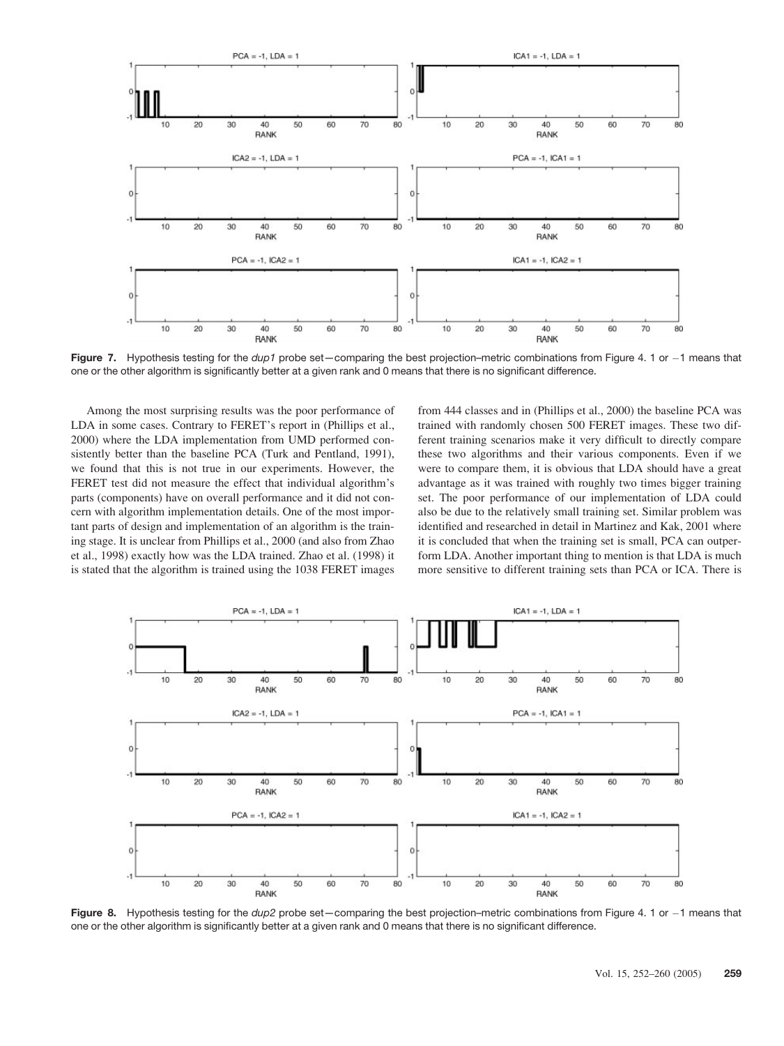**Figure 7.** Hypothesis testing for the *dup1* probe set—comparing the best projection–metric combinations from Figure 4. 1 or −1 means that one or the other algorithm is significantly better at a given rank and 0 means that there is no significant difference.

Among the most surprising results was the poor performance of LDA in some cases. Contrary to FERET's report in (Phillips et al., 2000) where the LDA implementation from UMD performed consistently better than the baseline PCA (Turk and Pentland, 1991), we found that this is not true in our experiments. However, the FERET test did not measure the effect that individual algorithm's parts (components) have on overall performance and it did not concern with algorithm implementation details. One of the most important parts of design and implementation of an algorithm is the training stage. It is unclear from Phillips et al., 2000 (and also from Zhao et al., 1998) exactly how was the LDA trained. Zhao et al. (1998) it is stated that the algorithm is trained using the 1038 FERET images from 444 classes and in (Phillips et al., 2000) the baseline PCA was trained with randomly chosen 500 FERET images. These two different training scenarios make it very difficult to directly compare these two algorithms and their various components. Even if we were to compare them, it is obvious that LDA should have a great advantage as it was trained with roughly two times bigger training set. The poor performance of our implementation of LDA could also be due to the relatively small training set. Similar problem was identified and researched in detail in Martinez and Kak, 2001 where it is concluded that when the training set is small, PCA can outperform LDA. Another important thing to mention is that LDA is much more sensitive to different training sets than PCA or ICA. There is

**Figure 8.** Hypothesis testing for the *dup2* probe set—comparing the best projection–metric combinations from Figure 4. 1 or −1 means that one or the other algorithm is significantly better at a given rank and 0 means that there is no significant difference.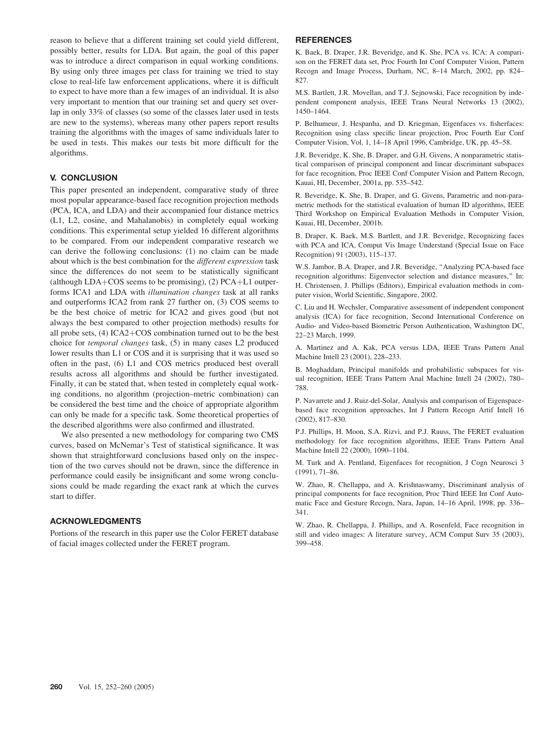reason to believe that a different training set could yield different, possibly better, results for LDA. But again, the goal of this paper was to introduce a direct comparison in equal working conditions. By using only three images per class for training we tried to stay close to real-life law enforcement applications, where it is difficult to expect to have more than a few images of an individual. It is also very important to mention that our training set and query set overlap in only 33% of classes (so some of the classes later used in tests are new to the systems), whereas many other papers report results training the algorithms with the images of same individuals later to be used in tests. This makes our tests bit more difficult for the algorithms.

## V. CONCLUSION

This paper presented an independent, comparative study of three most popular appearance-based face recognition projection methods (PCA, ICA, and LDA) and their accompanied four distance metrics (L1, L2, cosine, and Mahalanobis) in completely equal working conditions. This experimental setup yielded 16 different algorithms to be compared. From our independent comparative research we can derive the following conclusions: (1) no claim can be made about which is the best combination for the *different expression* task since the differences do not seem to be statistically significant (although LDA+COS seems to be promising), (2) PCA+L1 outperforms ICA1 and LDA with *illumination changes* task at all ranks and outperforms ICA2 from rank 27 further on, (3) COS seems to be the best choice of metric for ICA2 and gives good (but not always the best compared to other projection methods) results for all probe sets, (4) ICA2+COS combination turned out to be the best choice for *temporal changes* task, (5) in many cases L2 produced lower results than L1 or COS and it is surprising that it was used so often in the past, (6) L1 and COS metrics produced best overall results across all algorithms and should be further investigated. Finally, it can be stated that, when tested in completely equal working conditions, no algorithm (projection–metric combination) can be considered the best time and the choice of appropriate algorithm can only be made for a specific task. Some theoretical properties of the described algorithms were also confirmed and illustrated.

We also presented a new methodology for comparing two CMS curves, based on McNemar's Test of statistical significance. It was shown that straightforward conclusions based only on the inspection of the two curves should not be drawn, since the difference in performance could easily be insignificant and some wrong conclusions could be made regarding the exact rank at which the curves start to differ.

## ACKNOWLEDGMENTS

Portions of the research in this paper use the Color FERET database of facial images collected under the FERET program.

## REFERENCES

K. Baek, B. Draper, J.R. Beveridge, and K. She, PCA vs. ICA: A comparison on the FERET data set, Proc Fourth Int Conf Computer Vision, Pattern Recogn and Image Process, Durham, NC, 8–14 March, 2002, pp. 824–827.

M.S. Bartlett, J.R. Movellan, and T.J. Sejnowski, Face recognition by independent component analysis, IEEE Trans Neural Networks 13 (2002), 1450–1464.

P. Belhumeur, J. Hespanha, and D. Kriegman, Eigenfaces vs. fisherfaces: Recognition using class specific linear projection, Proc Fourth Eur Conf Computer Vision, Vol. 1, 14–18 April 1996, Cambridge, UK, pp. 45–58.

J.R. Beveridge, K. She, B. Draper, and G.H. Givens, A nonparametric statistical comparison of principal component and linear discriminant subspaces for face recognition, Proc IEEE Conf Computer Vision and Pattern Recogn, Kauai, HI, December, 2001a, pp. 535–542.

R. Beveridge, K. She, B. Draper, and G. Givens, Parametric and non-parametric methods for the statistical evaluation of human ID algorithms, IEEE Third Workshop on Empirical Evaluation Methods in Computer Vision, Kauai, HI, December, 2001b.

B. Draper, K. Baek, M.S. Bartlett, and J.R. Beveridge, Recognizing faces with PCA and ICA, Comput Vis Image Understand (Special Issue on Face Recognition) 91 (2003), 115–137.

W.S. Jambor, B.A. Draper, and J.R. Beveridge, "Analyzing PCA-based face recognition algorithms: Eigenvector selection and distance measures," In: H. Christensen, J. Phillips (Editors), Empirical evaluation methods in computer vision, World Scientific, Singapore, 2002.

C. Liu and H. Wechsler, Comparative assessment of independent component analysis (ICA) for face recognition, Second International Conference on Audio- and Video-based Biometric Person Authentication, Washington DC, 22–23 March, 1999.

A. Martinez and A. Kak, PCA versus LDA, IEEE Trans Pattern Anal Machine Intell 23 (2001), 228–233.

B. Moghaddam, Principal manifolds and probabilistic subspaces for visual recognition, IEEE Trans Pattern Anal Machine Intell 24 (2002), 780–788.

P. Navarrete and J. Ruiz-del-Solar, Analysis and comparison of Eigenspace-based face recognition approaches, Int J Pattern Recogn Artif Intell 16 (2002), 817–830.

P.J. Phillips, H. Moon, S.A. Rizvi, and P.J. Rauss, The FERET evaluation methodology for face recognition algorithms, IEEE Trans Pattern Anal Machine Intell 22 (2000), 1090–1104.

M. Turk and A. Pentland, Eigenfaces for recognition, J Cogn Neurosci 3 (1991), 71–86.

W. Zhao, R. Chellappa, and A. Krishnaswamy, Discriminant analysis of principal components for face recognition, Proc Third IEEE Int Conf Automatic Face and Gesture Recogn, Nara, Japan, 14–16 April, 1998, pp. 336–341.

W. Zhao, R. Chellappa, J. Phillips, and A. Rosenfeld, Face recognition in still and video images: A literature survey, ACM Comput Surv 35 (2003), 399–458.